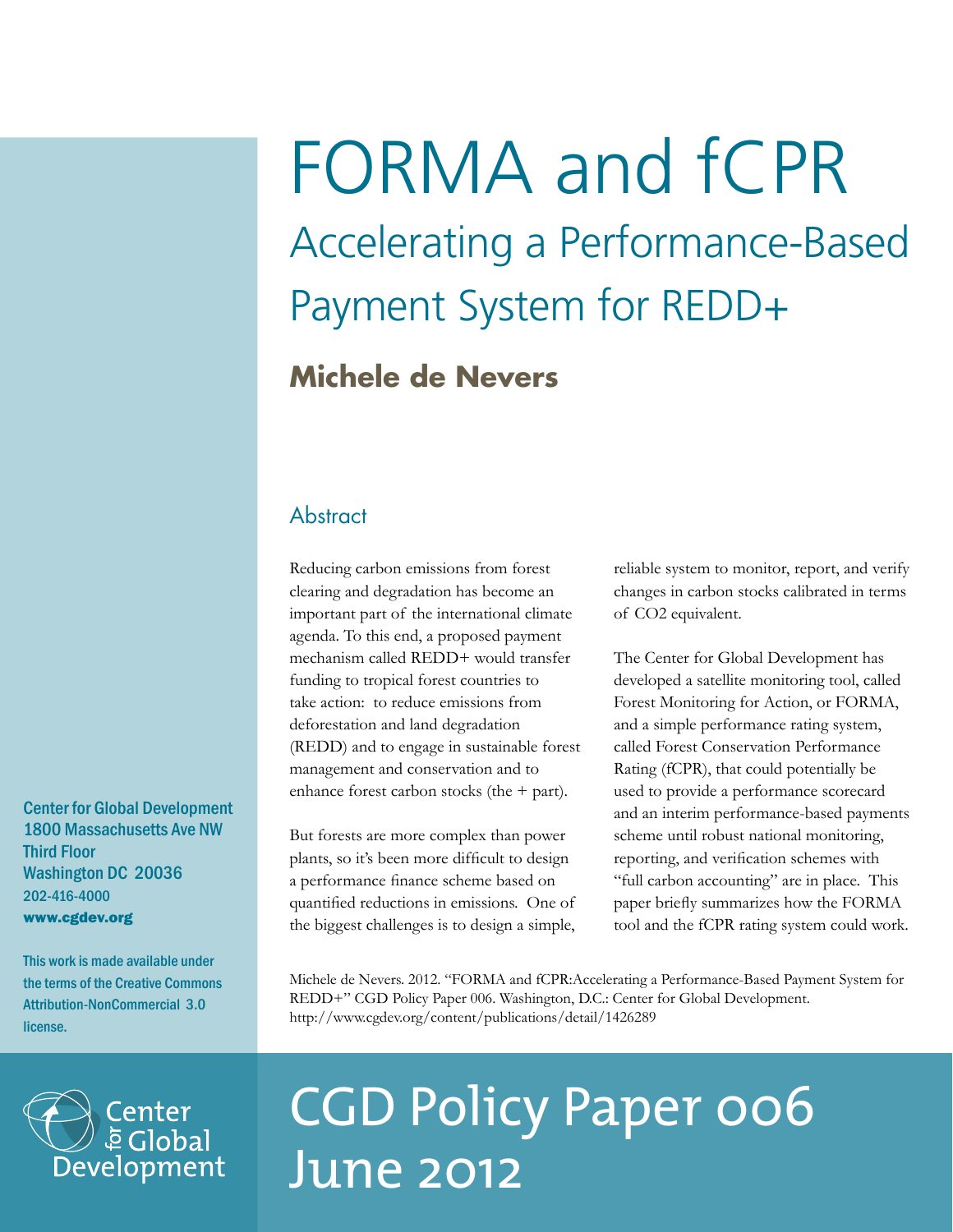# FORMA and fCPR

## Accelerating a Performance-Based Payment System for REDD+

**Michele de Nevers**

### Abstract

Reducing carbon emissions from forest clearing and degradation has become an important part of the international climate agenda. To this end, a proposed payment mechanism called REDD+ would transfer funding to tropical forest countries to take action: to reduce emissions from deforestation and land degradation (REDD) and to engage in sustainable forest management and conservation and to enhance forest carbon stocks (the + part).

But forests are more complex than power plants, so it's been more difficult to design a performance finance scheme based on quantified reductions in emissions. One of the biggest challenges is to design a simple, reliable system to monitor, report, and verify changes in carbon stocks calibrated in terms of $CO_2$ equivalent.

The Center for Global Development has developed a satellite monitoring tool, called Forest Monitoring for Action, or FORMA, and a simple performance rating system, called Forest Conservation Performance Rating (fCPR), that could potentially be used to provide a performance scorecard and an interim performance-based payments scheme until robust national monitoring, reporting, and verification schemes with "full carbon accounting" are in place. This paper briefly summarizes how the FORMA tool and the fCPR rating system could work.

Michele de Nevers. 2012. "FORMA and fCPR:Accelerating a Performance-Based Payment System for REDD+" CGD Policy Paper 006. Washington, D.C.: Center for Global Development. http://www.cgdev.org/content/publications/detail/1426289

Center for Global Development
1800 Massachusetts Ave NW
Third Floor
Washington DC 20036
202-416-4000
**www.cgdev.org**

This work is made available under the terms of the Creative Commons Attribution-NonCommercial 3.0 license.

Center for Global Development

# CGD Policy Paper 006
# June 2012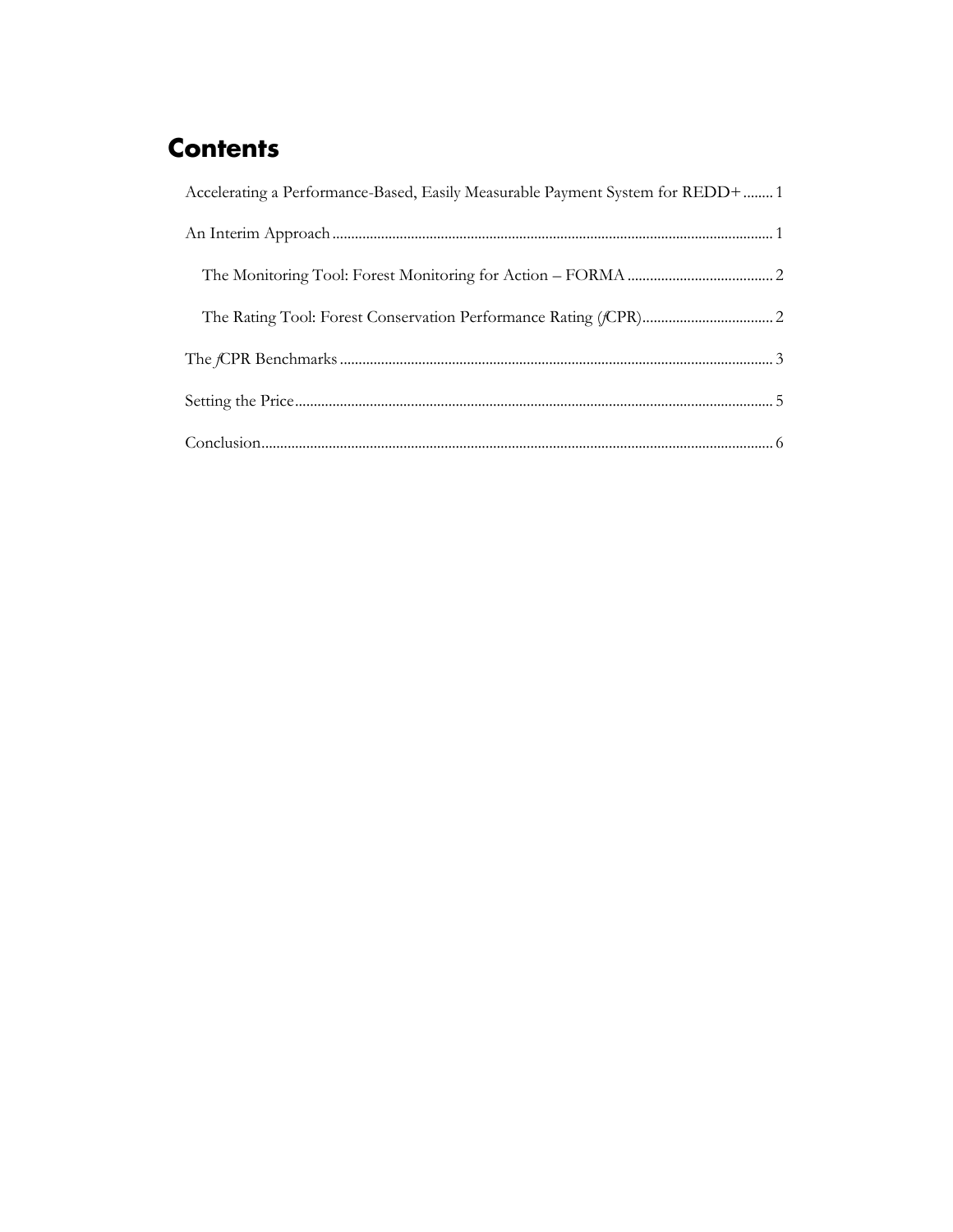# Contents

Accelerating a Performance-Based, Easily Measurable Payment System for REDD+ ........ 1

An Interim Approach ........ 1

- The Monitoring Tool: Forest Monitoring for Action – FORMA ........ 2
- The Rating Tool: Forest Conservation Performance Rating (*f*CPR) ........ 2

The *f*CPR Benchmarks ........ 3

Setting the Price ........ 5

Conclusion ........ 6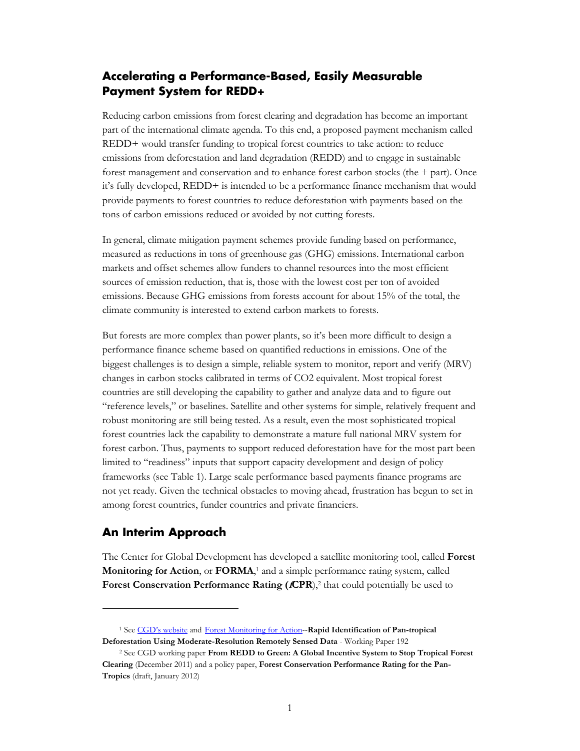## Accelerating a Performance-Based, Easily Measurable Payment System for REDD+

Reducing carbon emissions from forest clearing and degradation has become an important part of the international climate agenda. To this end, a proposed payment mechanism called REDD+ would transfer funding to tropical forest countries to take action: to reduce emissions from deforestation and land degradation (REDD) and to engage in sustainable forest management and conservation and to enhance forest carbon stocks (the + part). Once it's fully developed, REDD+ is intended to be a performance finance mechanism that would provide payments to forest countries to reduce deforestation with payments based on the tons of carbon emissions reduced or avoided by not cutting forests.

In general, climate mitigation payment schemes provide funding based on performance, measured as reductions in tons of greenhouse gas (GHG) emissions. International carbon markets and offset schemes allow funders to channel resources into the most efficient sources of emission reduction, that is, those with the lowest cost per ton of avoided emissions. Because GHG emissions from forests account for about 15% of the total, the climate community is interested to extend carbon markets to forests.

But forests are more complex than power plants, so it's been more difficult to design a performance finance scheme based on quantified reductions in emissions. One of the biggest challenges is to design a simple, reliable system to monitor, report and verify (MRV) changes in carbon stocks calibrated in terms of $CO_2$ equivalent. Most tropical forest countries are still developing the capability to gather and analyze data and to figure out "reference levels," or baselines. Satellite and other systems for simple, relatively frequent and robust monitoring are still being tested. As a result, even the most sophisticated tropical forest countries lack the capability to demonstrate a mature full national MRV system for forest carbon. Thus, payments to support reduced deforestation have for the most part been limited to "readiness" inputs that support capacity development and design of policy frameworks (see Table 1). Large scale performance based payments finance programs are not yet ready. Given the technical obstacles to moving ahead, frustration has begun to set in among forest countries, funder countries and private financiers.

## An Interim Approach

The Center for Global Development has developed a satellite monitoring tool, called **Forest Monitoring for Action**, or **FORMA**,[1] and a simple performance rating system, called **Forest Conservation Performance Rating (*f*CPR)**,[2] that could potentially be used to

---

[1] See CGD's website and Forest Monitoring for Action--**Rapid Identification of Pan-tropical Deforestation Using Moderate-Resolution Remotely Sensed Data** - Working Paper 192

[2] See CGD working paper **From REDD to Green: A Global Incentive System to Stop Tropical Forest Clearing** (December 2011) and a policy paper, **Forest Conservation Performance Rating for the Pan-Tropics** (draft, January 2012)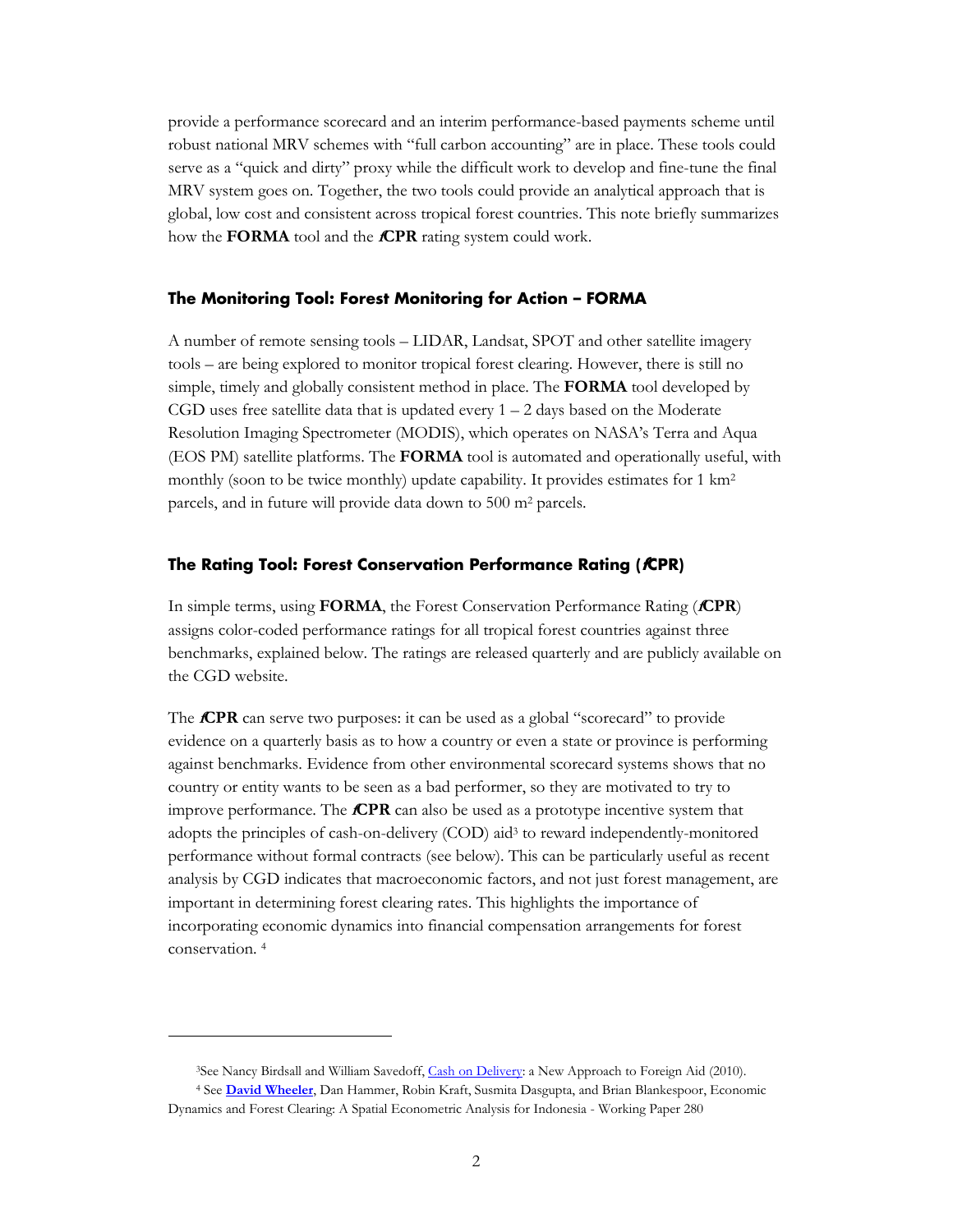provide a performance scorecard and an interim performance-based payments scheme until robust national MRV schemes with "full carbon accounting" are in place. These tools could serve as a "quick and dirty" proxy while the difficult work to develop and fine-tune the final MRV system goes on. Together, the two tools could provide an analytical approach that is global, low cost and consistent across tropical forest countries. This note briefly summarizes how the **FORMA** tool and the ***f*CPR** rating system could work.

### The Monitoring Tool: Forest Monitoring for Action – FORMA

A number of remote sensing tools – LIDAR, Landsat, SPOT and other satellite imagery tools – are being explored to monitor tropical forest clearing. However, there is still no simple, timely and globally consistent method in place. The **FORMA** tool developed by CGD uses free satellite data that is updated every 1 – 2 days based on the Moderate Resolution Imaging Spectrometer (MODIS), which operates on NASA's Terra and Aqua (EOS PM) satellite platforms. The **FORMA** tool is automated and operationally useful, with monthly (soon to be twice monthly) update capability. It provides estimates for 1 $km^2$ parcels, and in future will provide data down to 500 $m^2$ parcels.

### The Rating Tool: Forest Conservation Performance Rating (*f*CPR)

In simple terms, using **FORMA**, the Forest Conservation Performance Rating (***f*CPR**) assigns color-coded performance ratings for all tropical forest countries against three benchmarks, explained below. The ratings are released quarterly and are publicly available on the CGD website.

The ***f*CPR** can serve two purposes: it can be used as a global "scorecard" to provide evidence on a quarterly basis as to how a country or even a state or province is performing against benchmarks. Evidence from other environmental scorecard systems shows that no country or entity wants to be seen as a bad performer, so they are motivated to try to improve performance. The ***f*CPR** can also be used as a prototype incentive system that adopts the principles of cash-on-delivery (COD) aid[3] to reward independently-monitored performance without formal contracts (see below). This can be particularly useful as recent analysis by CGD indicates that macroeconomic factors, and not just forest management, are important in determining forest clearing rates. This highlights the importance of incorporating economic dynamics into financial compensation arrangements for forest conservation. [4]

---

[3] See Nancy Birdsall and William Savedoff, Cash on Delivery: a New Approach to Foreign Aid (2010).

[4] See **David Wheeler**, Dan Hammer, Robin Kraft, Susmita Dasgupta, and Brian Blankespoor, Economic Dynamics and Forest Clearing: A Spatial Econometric Analysis for Indonesia - Working Paper 280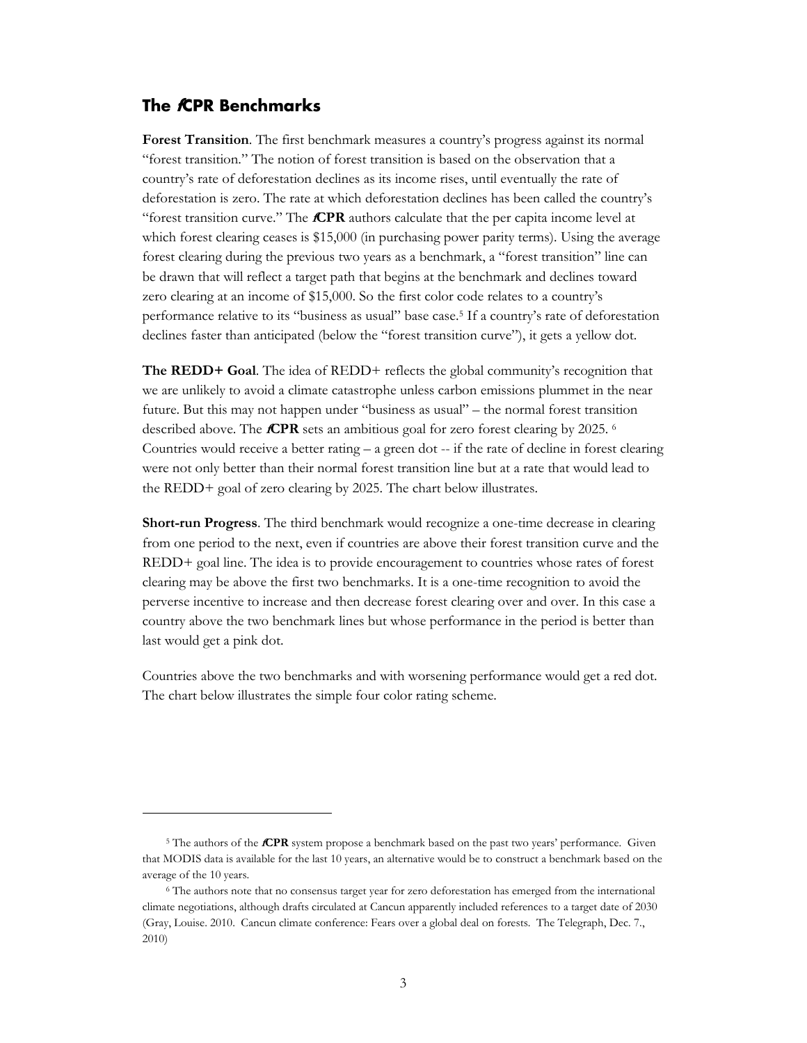## The *f*CPR Benchmarks

**Forest Transition**. The first benchmark measures a country's progress against its normal "forest transition." The notion of forest transition is based on the observation that a country's rate of deforestation declines as its income rises, until eventually the rate of deforestation is zero. The rate at which deforestation declines has been called the country's "forest transition curve." The ***f*CPR** authors calculate that the per capita income level at which forest clearing ceases is $15,000 (in purchasing power parity terms). Using the average forest clearing during the previous two years as a benchmark, a "forest transition" line can be drawn that will reflect a target path that begins at the benchmark and declines toward zero clearing at an income of $15,000. So the first color code relates to a country's performance relative to its "business as usual" base case.[5] If a country's rate of deforestation declines faster than anticipated (below the "forest transition curve"), it gets a yellow dot.

**The REDD+ Goal**. The idea of REDD+ reflects the global community's recognition that we are unlikely to avoid a climate catastrophe unless carbon emissions plummet in the near future. But this may not happen under "business as usual" – the normal forest transition described above. The ***f*CPR** sets an ambitious goal for zero forest clearing by 2025. [6] Countries would receive a better rating – a green dot -- if the rate of decline in forest clearing were not only better than their normal forest transition line but at a rate that would lead to the REDD+ goal of zero clearing by 2025. The chart below illustrates.

**Short-run Progress**. The third benchmark would recognize a one-time decrease in clearing from one period to the next, even if countries are above their forest transition curve and the REDD+ goal line. The idea is to provide encouragement to countries whose rates of forest clearing may be above the first two benchmarks. It is a one-time recognition to avoid the perverse incentive to increase and then decrease forest clearing over and over. In this case a country above the two benchmark lines but whose performance in the period is better than last would get a pink dot.

Countries above the two benchmarks and with worsening performance would get a red dot. The chart below illustrates the simple four color rating scheme.

---

[5] The authors of the ***f*CPR** system propose a benchmark based on the past two years' performance. Given that MODIS data is available for the last 10 years, an alternative would be to construct a benchmark based on the average of the 10 years.

[6] The authors note that no consensus target year for zero deforestation has emerged from the international climate negotiations, although drafts circulated at Cancun apparently included references to a target date of 2030 (Gray, Louise. 2010. Cancun climate conference: Fears over a global deal on forests. The Telegraph, Dec. 7., 2010)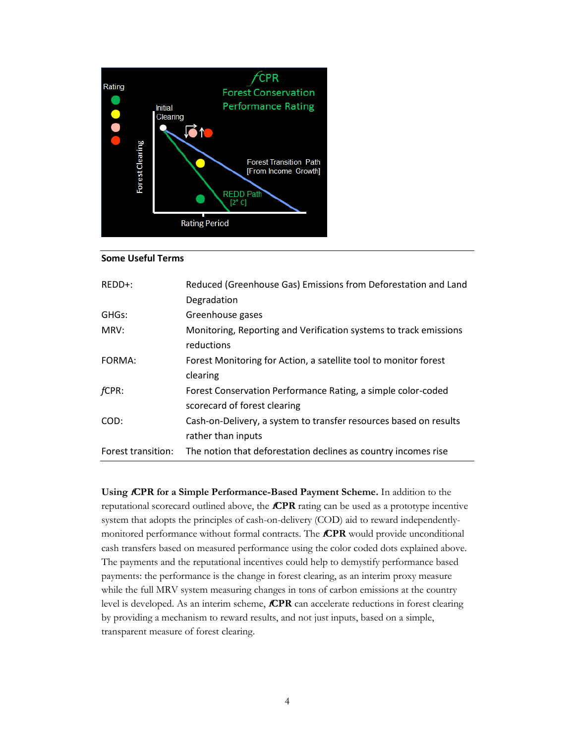**Some Useful Terms**

| | |
|---|---|
| REDD+: | Reduced (Greenhouse Gas) Emissions from Deforestation and Land Degradation |
| GHGs: | Greenhouse gases |
| MRV: | Monitoring, Reporting and Verification systems to track emissions reductions |
| FORMA: | Forest Monitoring for Action, a satellite tool to monitor forest clearing |
| *f*CPR: | Forest Conservation Performance Rating, a simple color-coded scorecard of forest clearing |
| COD: | Cash-on-Delivery, a system to transfer resources based on results rather than inputs |
| Forest transition: | The notion that deforestation declines as country incomes rise |

**Using *f*CPR for a Simple Performance-Based Payment Scheme.** In addition to the reputational scorecard outlined above, the ***f*CPR** rating can be used as a prototype incentive system that adopts the principles of cash-on-delivery (COD) aid to reward independently-monitored performance without formal contracts. The ***f*CPR** would provide unconditional cash transfers based on measured performance using the color coded dots explained above. The payments and the reputational incentives could help to demystify performance based payments: the performance is the change in forest clearing, as an interim proxy measure while the full MRV system measuring changes in tons of carbon emissions at the country level is developed. As an interim scheme, ***f*CPR** can accelerate reductions in forest clearing by providing a mechanism to reward results, and not just inputs, based on a simple, transparent measure of forest clearing.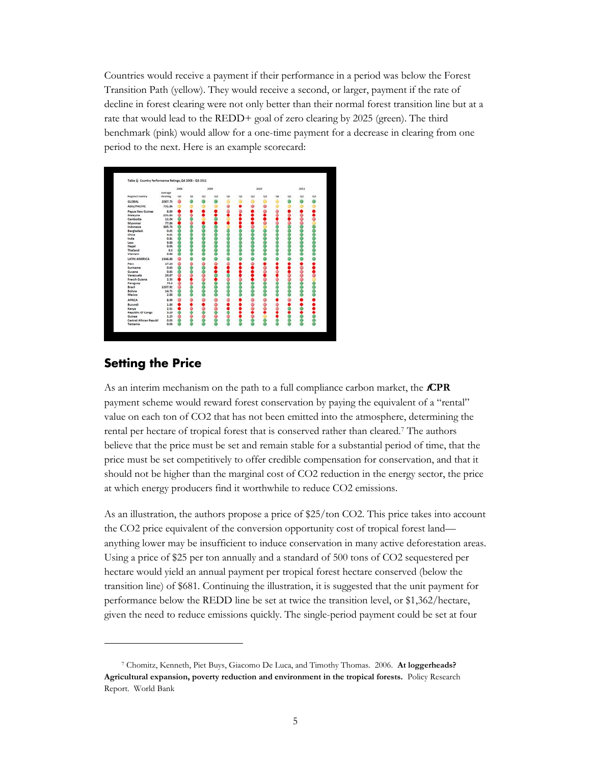Countries would receive a payment if their performance in a period was below the Forest Transition Path (yellow). They would receive a second, or larger, payment if the rate of decline in forest clearing were not only better than their normal forest transition line but at a rate that would lead to the REDD+ goal of zero clearing by 2025 (green). The third benchmark (pink) would allow for a one-time payment for a decrease in clearing from one period to the next. Here is an example scorecard:

Table 1: Country Performance Ratings, Q4 2008 - Q3 2011

| Region/Country | Average Clearing |
|---|---|
| GLOBAL | 2087.73 |
| ASIA/PACIFIC | 731.86 |
| Papua New Guinea | 8.89 |
| Malaysia | 231.03 |
| Cambodia | 11.04 |
| Myanmar | 77.86 |
| Indonesia | 385.76 |
| Bangladesh | 0.02 |
| China | 4.02 |
| India | 0.81 |
| Laos | 9.88 |
| Nepal | 0.06 |
| Thailand | 0.3 |
| Vietnam | 0.86 |
| LATIN AMERICA | 1546.88 |
| Peru | 17.24 |
| Suriname | 0.63 |
| Guyana | 0.65 |
| Venezuela | 24.67 |
| French Guiana | 2.33 |
| Paraguay | 75.3 |
| Brazil | 1207.93 |
| Bolivia | 14.75 |
| Mexico | 2.88 |
| AFRICA | 8.99 |
| Burundi | 1.84 |
| Kenya | 2.51 |
| Republic Of Congo | 3.29 |
| Guinea | 1.23 |
| Central African Republ | 0.05 |
| Tanzania | 0.06 |

## Setting the Price

As an interim mechanism on the path to a full compliance carbon market, the **fCPR** payment scheme would reward forest conservation by paying the equivalent of a "rental" value on each ton of $CO_2$ that has not been emitted into the atmosphere, determining the rental per hectare of tropical forest that is conserved rather than cleared.[7] The authors believe that the price must be set and remain stable for a substantial period of time, that the price must be set competitively to offer credible compensation for conservation, and that it should not be higher than the marginal cost of $CO_2$ reduction in the energy sector, the price at which energy producers find it worthwhile to reduce $CO_2$ emissions.

As an illustration, the authors propose a price of $25/ton $CO_2$. This price takes into account the $CO_2$ price equivalent of the conversion opportunity cost of tropical forest land—anything lower may be insufficient to induce conservation in many active deforestation areas. Using a price of $25 per ton annually and a standard of 500 tons of $CO_2$ sequestered per hectare would yield an annual payment per tropical forest hectare conserved (below the transition line) of $681. Continuing the illustration, it is suggested that the unit payment for performance below the REDD line be set at twice the transition level, or $1,362/hectare, given the need to reduce emissions quickly. The single-period payment could be set at four

---

[7] Chomitz, Kenneth, Piet Buys, Giacomo De Luca, and Timothy Thomas. 2006. **At loggerheads? Agricultural expansion, poverty reduction and environment in the tropical forests.** Policy Research Report. World Bank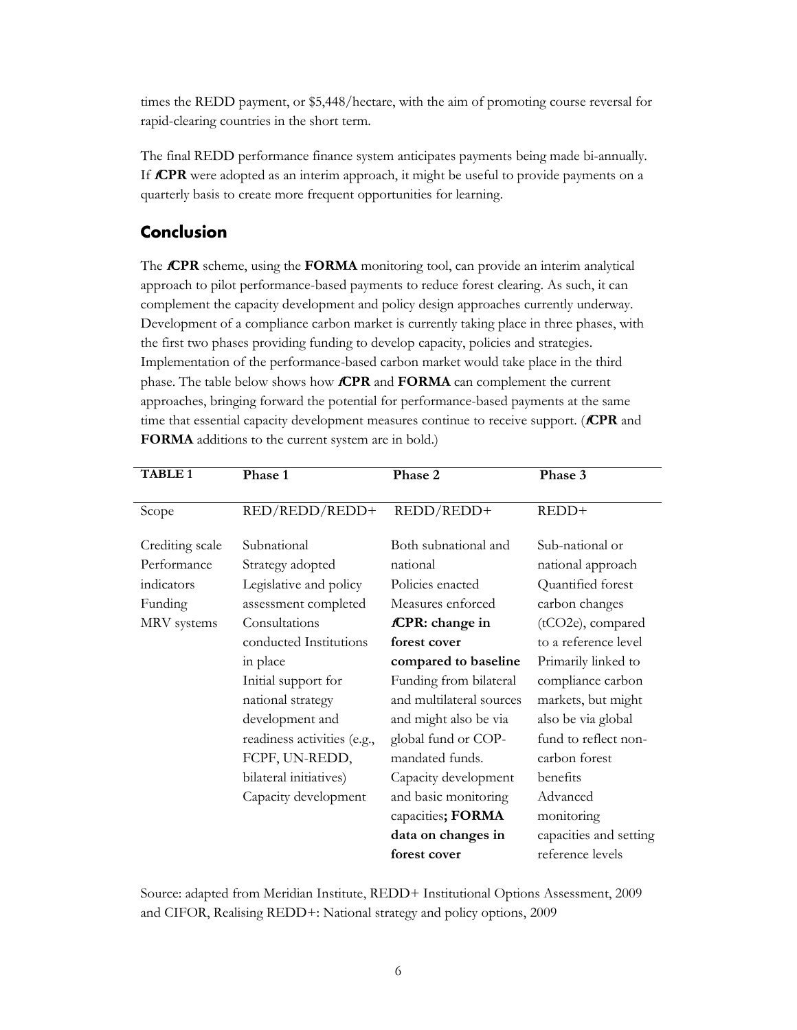times the REDD payment, or $5,448/hectare, with the aim of promoting course reversal for rapid-clearing countries in the short term.

The final REDD performance finance system anticipates payments being made bi-annually. If ***f*CPR** were adopted as an interim approach, it might be useful to provide payments on a quarterly basis to create more frequent opportunities for learning.

## Conclusion

The ***f*CPR** scheme, using the **FORMA** monitoring tool, can provide an interim analytical approach to pilot performance-based payments to reduce forest clearing. As such, it can complement the capacity development and policy design approaches currently underway. Development of a compliance carbon market is currently taking place in three phases, with the first two phases providing funding to develop capacity, policies and strategies. Implementation of the performance-based carbon market would take place in the third phase. The table below shows how ***f*CPR** and **FORMA** can complement the current approaches, bringing forward the potential for performance-based payments at the same time that essential capacity development measures continue to receive support. (***f*CPR** and **FORMA** additions to the current system are in bold.)

| TABLE 1 | Phase 1 | Phase 2 | Phase 3 |
|---|---|---|---|
| Scope | RED/REDD/REDD+ | REDD/REDD+ | REDD+ |
| Crediting scale | Subnational | Both subnational and national | Sub-national or national approach |
| Performance indicators | Strategy adopted<br>Legislative and policy assessment completed<br>Consultations conducted Institutions in place | Policies enacted<br>Measures enforced<br>***f*CPR: change in forest cover compared to baseline** | Quantified forest carbon changes (tCO2e), compared to a reference level |
| Funding | Initial support for national strategy development and readiness activities (e.g., FCPF, UN-REDD, bilateral initiatives) | Funding from bilateral and multilateral sources and might also be via global fund or COP-mandated funds. | Primarily linked to compliance carbon markets, but might also be via global fund to reflect non-carbon forest benefits |
| MRV systems | Capacity development | Capacity development and basic monitoring capacities**; FORMA data on changes in forest cover** | Advanced monitoring capacities and setting reference levels |

Source: adapted from Meridian Institute, REDD+ Institutional Options Assessment, 2009 and CIFOR, Realising REDD+: National strategy and policy options, 2009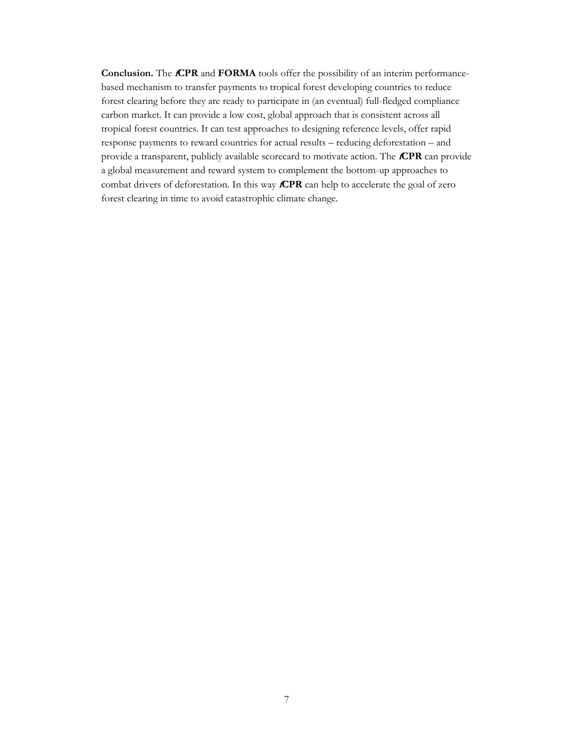**Conclusion.** The ***f*****CPR** and **FORMA** tools offer the possibility of an interim performance-based mechanism to transfer payments to tropical forest developing countries to reduce forest clearing before they are ready to participate in (an eventual) full-fledged compliance carbon market. It can provide a low cost, global approach that is consistent across all tropical forest countries. It can test approaches to designing reference levels, offer rapid response payments to reward countries for actual results – reducing deforestation – and provide a transparent, publicly available scorecard to motivate action. The ***f*****CPR** can provide a global measurement and reward system to complement the bottom-up approaches to combat drivers of deforestation. In this way ***f*****CPR** can help to accelerate the goal of zero forest clearing in time to avoid catastrophic climate change.